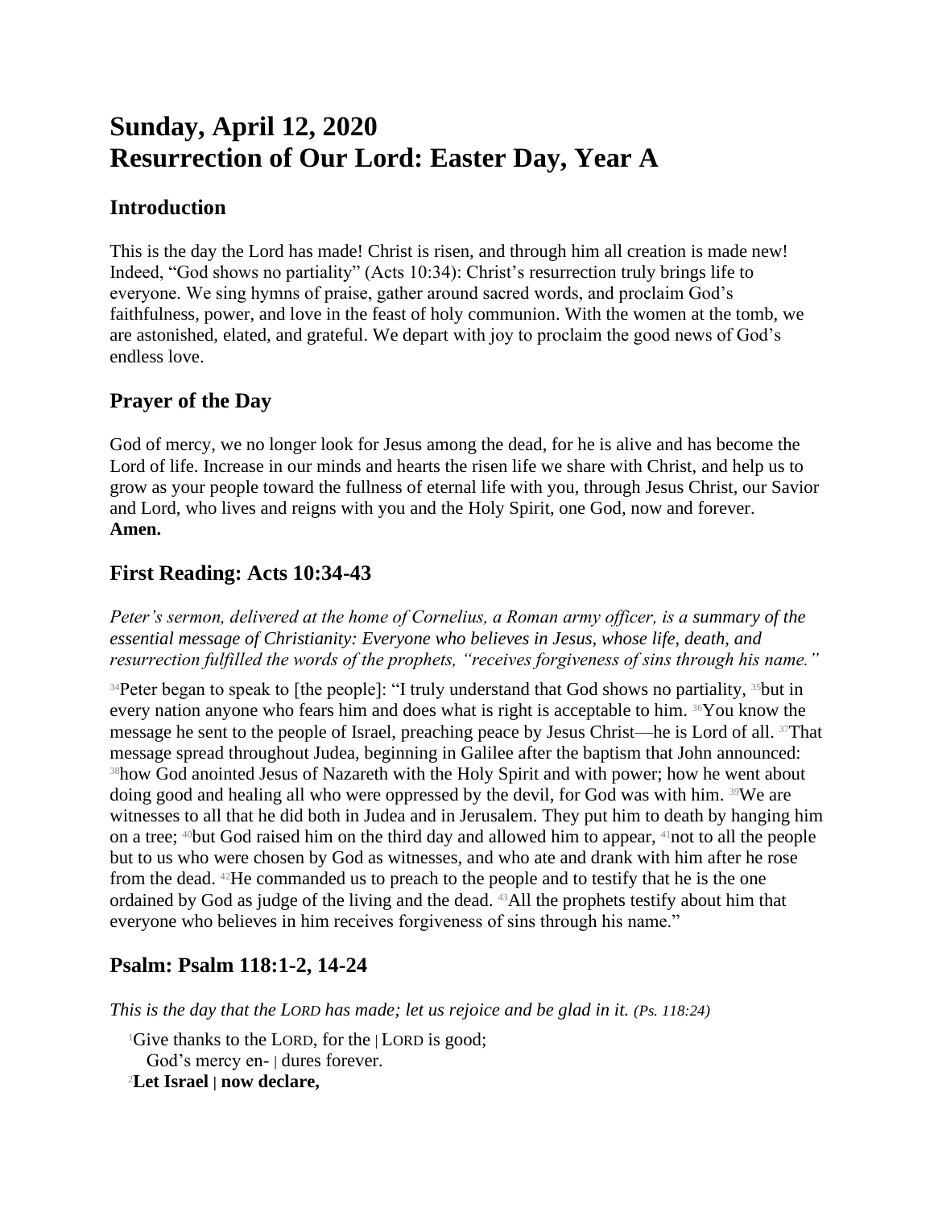# Sunday, April 12, 2020
# Resurrection of Our Lord: Easter Day, Year A

## Introduction

This is the day the Lord has made! Christ is risen, and through him all creation is made new! Indeed, "God shows no partiality" (Acts 10:34): Christ's resurrection truly brings life to everyone. We sing hymns of praise, gather around sacred words, and proclaim God's faithfulness, power, and love in the feast of holy communion. With the women at the tomb, we are astonished, elated, and grateful. We depart with joy to proclaim the good news of God's endless love.

## Prayer of the Day

God of mercy, we no longer look for Jesus among the dead, for he is alive and has become the Lord of life. Increase in our minds and hearts the risen life we share with Christ, and help us to grow as your people toward the fullness of eternal life with you, through Jesus Christ, our Savior and Lord, who lives and reigns with you and the Holy Spirit, one God, now and forever.
**Amen.**

## First Reading: Acts 10:34-43

*Peter's sermon, delivered at the home of Cornelius, a Roman army officer, is a summary of the essential message of Christianity: Everyone who believes in Jesus, whose life, death, and resurrection fulfilled the words of the prophets, "receives forgiveness of sins through his name."*

[34]Peter began to speak to [the people]: "I truly understand that God shows no partiality, [35]but in every nation anyone who fears him and does what is right is acceptable to him. [36]You know the message he sent to the people of Israel, preaching peace by Jesus Christ—he is Lord of all. [37]That message spread throughout Judea, beginning in Galilee after the baptism that John announced: [38]how God anointed Jesus of Nazareth with the Holy Spirit and with power; how he went about doing good and healing all who were oppressed by the devil, for God was with him. [39]We are witnesses to all that he did both in Judea and in Jerusalem. They put him to death by hanging him on a tree; [40]but God raised him on the third day and allowed him to appear, [41]not to all the people but to us who were chosen by God as witnesses, and who ate and drank with him after he rose from the dead. [42]He commanded us to preach to the people and to testify that he is the one ordained by God as judge of the living and the dead. [43]All the prophets testify about him that everyone who believes in him receives forgiveness of sins through his name."

## Psalm: Psalm 118:1-2, 14-24

*This is the day that the LORD has made; let us rejoice and be glad in it. (Ps. 118:24)*

[1]Give thanks to the LORD, for the | LORD is good;
God's mercy en- | dures forever.
[2]**Let Israel | now declare,**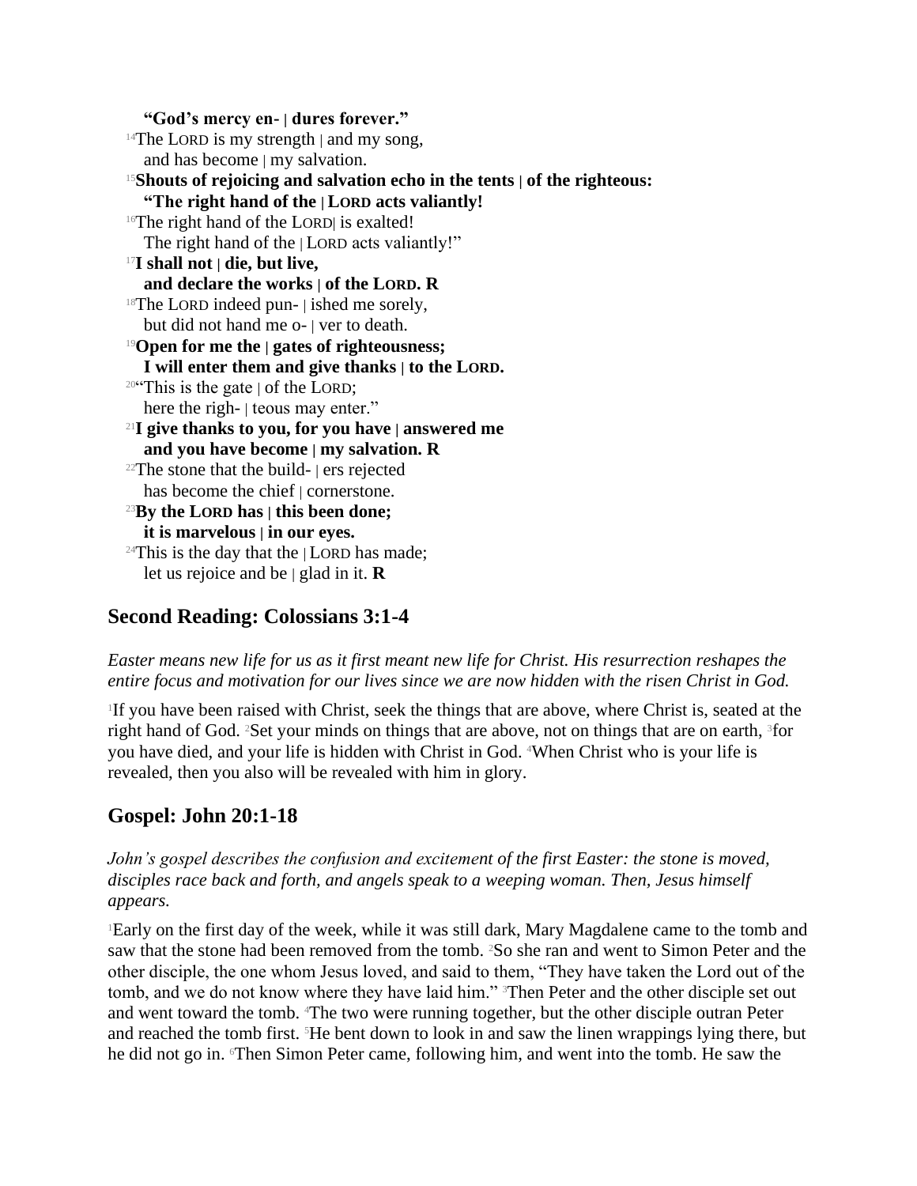**"God's mercy en- | dures forever."**

[14]The LORD is my strength | and my song,
and has become | my salvation.

[15]**Shouts of rejoicing and salvation echo in the tents | of the righteous:**
**"The right hand of the | LORD acts valiantly!**

[16]The right hand of the LORD| is exalted!
The right hand of the | LORD acts valiantly!"

[17]**I shall not | die, but live,**
**and declare the works | of the LORD. R**

[18]The LORD indeed pun- | ished me sorely,
but did not hand me o- | ver to death.

[19]**Open for me the | gates of righteousness;**
**I will enter them and give thanks | to the LORD.**

[20]"This is the gate | of the LORD;
here the righ- | teous may enter."

[21]**I give thanks to you, for you have | answered me**
**and you have become | my salvation. R**

[22]The stone that the build- | ers rejected
has become the chief | cornerstone.

[23]**By the LORD has | this been done;**
**it is marvelous | in our eyes.**

[24]This is the day that the | LORD has made;
let us rejoice and be | glad in it. **R**

## Second Reading: Colossians 3:1-4

*Easter means new life for us as it first meant new life for Christ. His resurrection reshapes the entire focus and motivation for our lives since we are now hidden with the risen Christ in God.*

[1]If you have been raised with Christ, seek the things that are above, where Christ is, seated at the right hand of God. [2]Set your minds on things that are above, not on things that are on earth, [3]for you have died, and your life is hidden with Christ in God. [4]When Christ who is your life is revealed, then you also will be revealed with him in glory.

## Gospel: John 20:1-18

*John's gospel describes the confusion and excitement of the first Easter: the stone is moved, disciples race back and forth, and angels speak to a weeping woman. Then, Jesus himself appears.*

[1]Early on the first day of the week, while it was still dark, Mary Magdalene came to the tomb and saw that the stone had been removed from the tomb. [2]So she ran and went to Simon Peter and the other disciple, the one whom Jesus loved, and said to them, "They have taken the Lord out of the tomb, and we do not know where they have laid him." [3]Then Peter and the other disciple set out and went toward the tomb. [4]The two were running together, but the other disciple outran Peter and reached the tomb first. [5]He bent down to look in and saw the linen wrappings lying there, but he did not go in. [6]Then Simon Peter came, following him, and went into the tomb. He saw the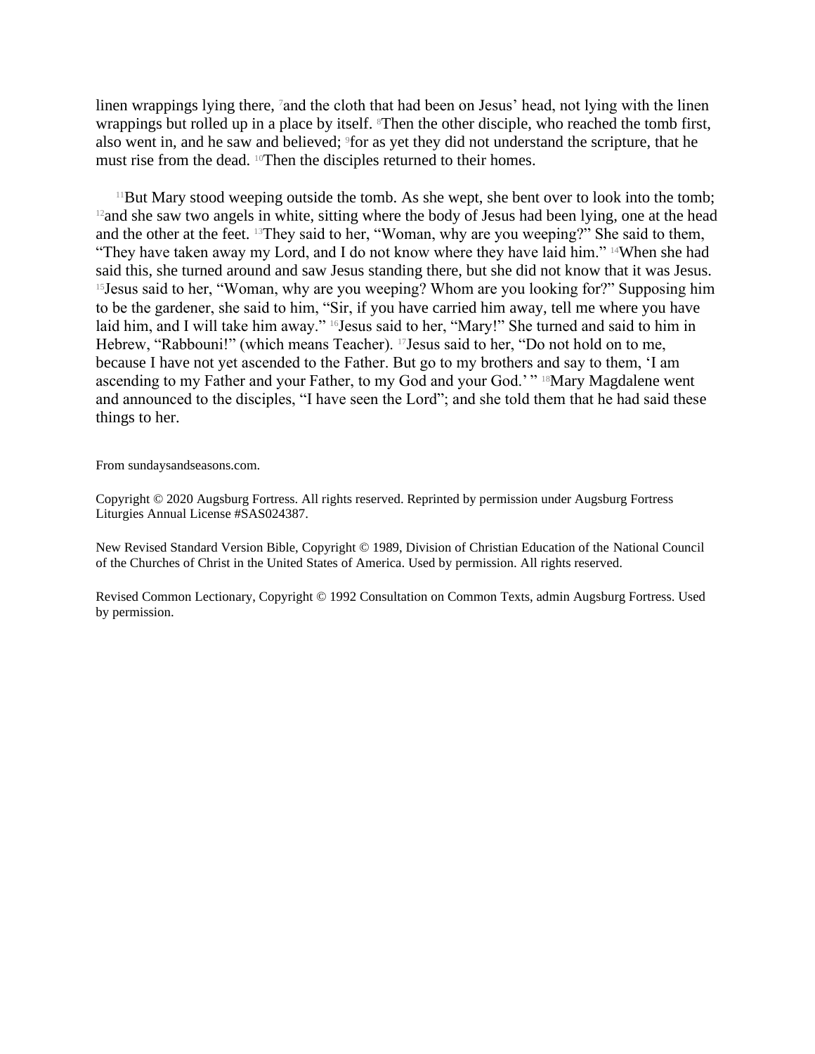linen wrappings lying there, [7]and the cloth that had been on Jesus' head, not lying with the linen wrappings but rolled up in a place by itself. [8]Then the other disciple, who reached the tomb first, also went in, and he saw and believed; [9]for as yet they did not understand the scripture, that he must rise from the dead. [10]Then the disciples returned to their homes.

[11]But Mary stood weeping outside the tomb. As she wept, she bent over to look into the tomb; [12]and she saw two angels in white, sitting where the body of Jesus had been lying, one at the head and the other at the feet. [13]They said to her, "Woman, why are you weeping?" She said to them, "They have taken away my Lord, and I do not know where they have laid him." [14]When she had said this, she turned around and saw Jesus standing there, but she did not know that it was Jesus. [15]Jesus said to her, "Woman, why are you weeping? Whom are you looking for?" Supposing him to be the gardener, she said to him, "Sir, if you have carried him away, tell me where you have laid him, and I will take him away." [16]Jesus said to her, "Mary!" She turned and said to him in Hebrew, "Rabbouni!" (which means Teacher). [17]Jesus said to her, "Do not hold on to me, because I have not yet ascended to the Father. But go to my brothers and say to them, 'I am ascending to my Father and your Father, to my God and your God.' " [18]Mary Magdalene went and announced to the disciples, "I have seen the Lord"; and she told them that he had said these things to her.

From sundaysandseasons.com.

Copyright © 2020 Augsburg Fortress. All rights reserved. Reprinted by permission under Augsburg Fortress Liturgies Annual License #SAS024387.

New Revised Standard Version Bible, Copyright © 1989, Division of Christian Education of the National Council of the Churches of Christ in the United States of America. Used by permission. All rights reserved.

Revised Common Lectionary, Copyright © 1992 Consultation on Common Texts, admin Augsburg Fortress. Used by permission.